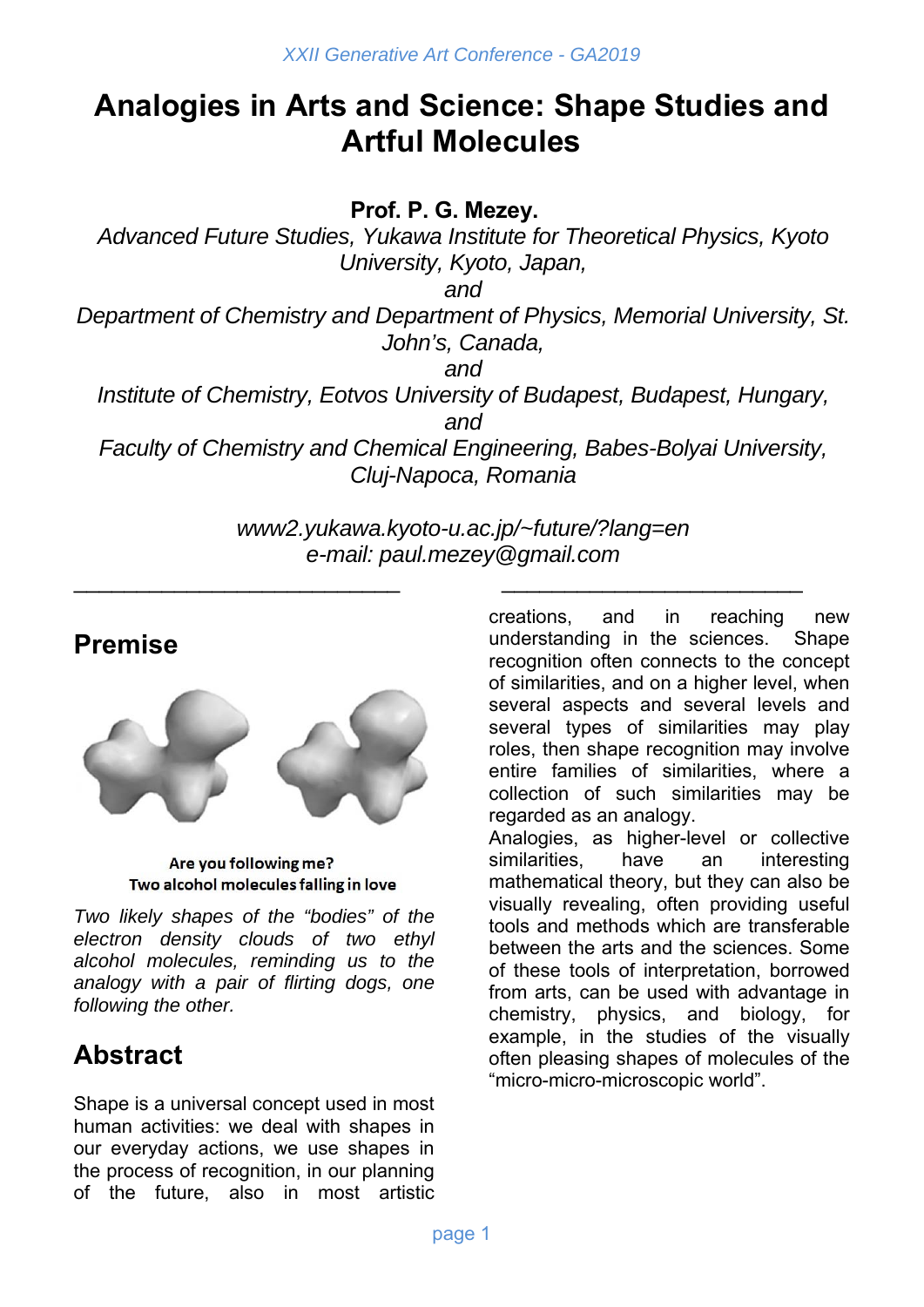# Analogies in Arts and Science: Shape Studies and Artful Molecules

**Prof. P. G. Mezey.**

*Advanced Future Studies, Yukawa Institute for Theoretical Physics, Kyoto University, Kyoto, Japan,*

*and*

*Department of Chemistry and Department of Physics, Memorial University, St. John's, Canada,*

*and*

*Institute of Chemistry, Eotvos University of Budapest, Budapest, Hungary,*

*and*

*Faculty of Chemistry and Chemical Engineering, Babes-Bolyai University, Cluj-Napoca, Romania*

*www2.yukawa.kyoto-u.ac.jp/~future/?lang=en*
*e-mail: paul.mezey@gmail.com*

## Premise

**Are you following me?**
**Two alcohol molecules falling in love**

*Two likely shapes of the "bodies" of the electron density clouds of two ethyl alcohol molecules, reminding us to the analogy with a pair of flirting dogs, one following the other.*

## Abstract

Shape is a universal concept used in most human activities: we deal with shapes in our everyday actions, we use shapes in the process of recognition, in our planning of the future, also in most artistic creations, and in reaching new understanding in the sciences. Shape recognition often connects to the concept of similarities, and on a higher level, when several aspects and several levels and several types of similarities may play roles, then shape recognition may involve entire families of similarities, where a collection of such similarities may be regarded as an analogy.

Analogies, as higher-level or collective similarities, have an interesting mathematical theory, but they can also be visually revealing, often providing useful tools and methods which are transferable between the arts and the sciences. Some of these tools of interpretation, borrowed from arts, can be used with advantage in chemistry, physics, and biology, for example, in the studies of the visually often pleasing shapes of molecules of the "micro-micro-microscopic world".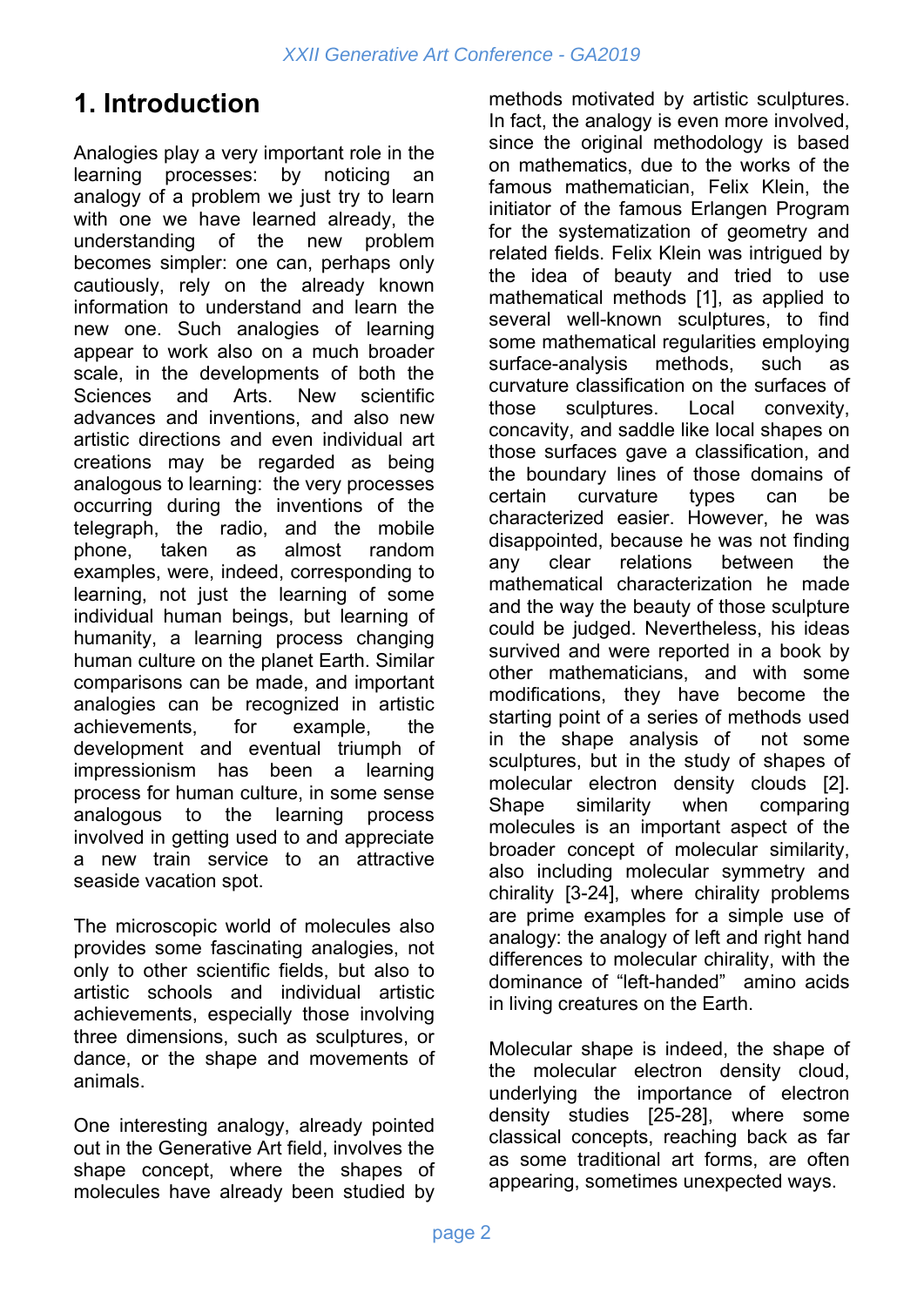# 1. Introduction

Analogies play a very important role in the learning processes: by noticing an analogy of a problem we just try to learn with one we have learned already, the understanding of the new problem becomes simpler: one can, perhaps only cautiously, rely on the already known information to understand and learn the new one. Such analogies of learning appear to work also on a much broader scale, in the developments of both the Sciences and Arts. New scientific advances and inventions, and also new artistic directions and even individual art creations may be regarded as being analogous to learning: the very processes occurring during the inventions of the telegraph, the radio, and the mobile phone, taken as almost random examples, were, indeed, corresponding to learning, not just the learning of some individual human beings, but learning of humanity, a learning process changing human culture on the planet Earth. Similar comparisons can be made, and important analogies can be recognized in artistic achievements, for example, the development and eventual triumph of impressionism has been a learning process for human culture, in some sense analogous to the learning process involved in getting used to and appreciate a new train service to an attractive seaside vacation spot.

The microscopic world of molecules also provides some fascinating analogies, not only to other scientific fields, but also to artistic schools and individual artistic achievements, especially those involving three dimensions, such as sculptures, or dance, or the shape and movements of animals.

One interesting analogy, already pointed out in the Generative Art field, involves the shape concept, where the shapes of molecules have already been studied by methods motivated by artistic sculptures. In fact, the analogy is even more involved, since the original methodology is based on mathematics, due to the works of the famous mathematician, Felix Klein, the initiator of the famous Erlangen Program for the systematization of geometry and related fields. Felix Klein was intrigued by the idea of beauty and tried to use mathematical methods [1], as applied to several well-known sculptures, to find some mathematical regularities employing surface-analysis methods, such as curvature classification on the surfaces of those sculptures. Local convexity, concavity, and saddle like local shapes on those surfaces gave a classification, and the boundary lines of those domains of certain curvature types can be characterized easier. However, he was disappointed, because he was not finding any clear relations between the mathematical characterization he made and the way the beauty of those sculpture could be judged. Nevertheless, his ideas survived and were reported in a book by other mathematicians, and with some modifications, they have become the starting point of a series of methods used in the shape analysis of not some sculptures, but in the study of shapes of molecular electron density clouds [2]. Shape similarity when comparing molecules is an important aspect of the broader concept of molecular similarity, also including molecular symmetry and chirality [3-24], where chirality problems are prime examples for a simple use of analogy: the analogy of left and right hand differences to molecular chirality, with the dominance of "left-handed" amino acids in living creatures on the Earth.

Molecular shape is indeed, the shape of the molecular electron density cloud, underlying the importance of electron density studies [25-28], where some classical concepts, reaching back as far as some traditional art forms, are often appearing, sometimes unexpected ways.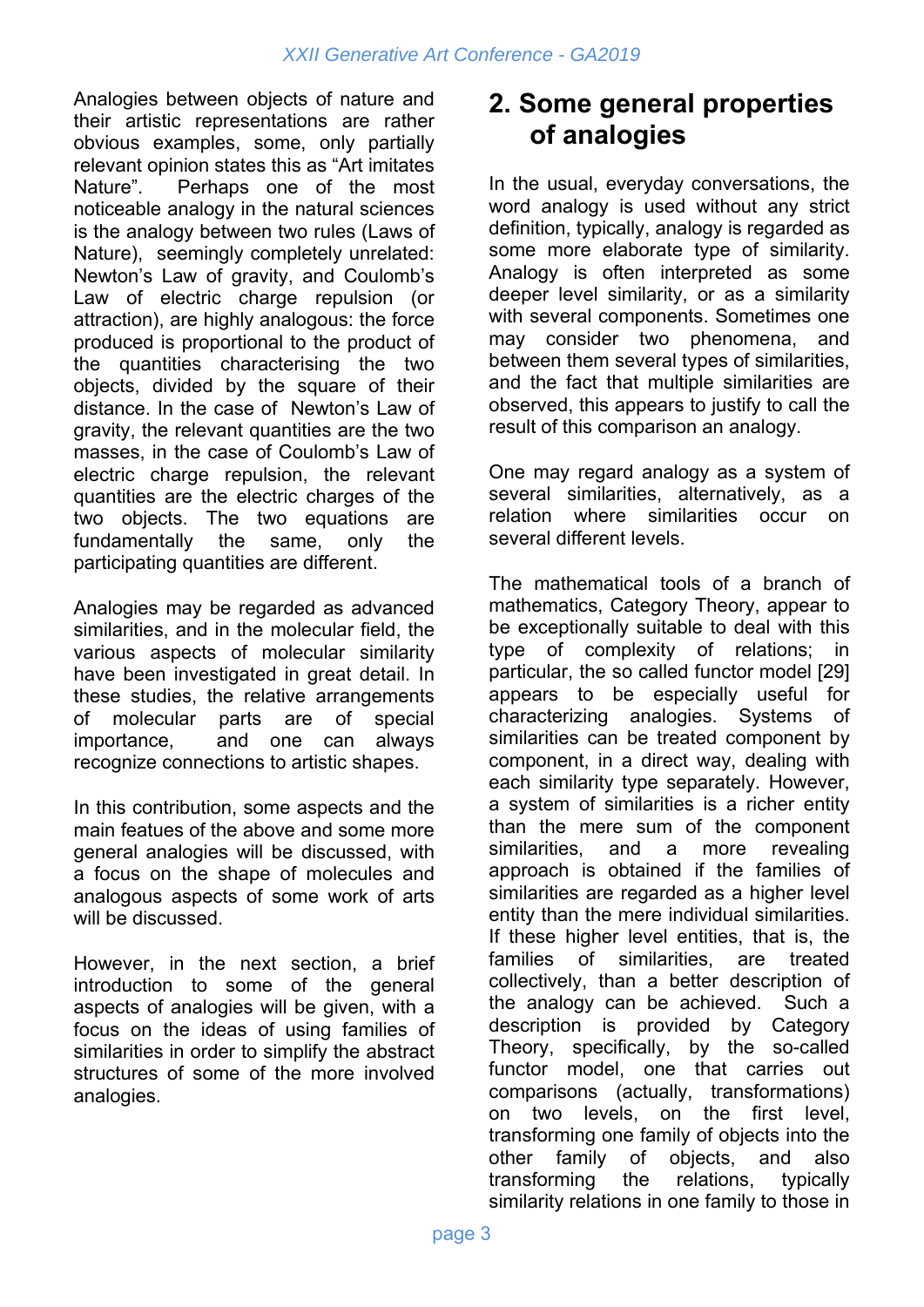Analogies between objects of nature and their artistic representations are rather obvious examples, some, only partially relevant opinion states this as “Art imitates Nature”. Perhaps one of the most noticeable analogy in the natural sciences is the analogy between two rules (Laws of Nature), seemingly completely unrelated: Newton’s Law of gravity, and Coulomb’s Law of electric charge repulsion (or attraction), are highly analogous: the force produced is proportional to the product of the quantities charactering the two objects, divided by the square of their distance. In the case of Newton’s Law of gravity, the relevant quantities are the two masses, in the case of Coulomb’s Law of electric charge repulsion, the relevant quantities are the electric charges of the two objects. The two equations are fundamentally the same, only the participating quantities are different.

Analogies may be regarded as advanced similarities, and in the molecular field, the various aspects of molecular similarity have been investigated in great detail. In these studies, the relative arrangements of molecular parts are of special importance, and one can always recognize connections to artistic shapes.

In this contribution, some aspects and the main featues of the above and some more general analogies will be discussed, with a focus on the shape of molecules and analogous aspects of some work of arts will be discussed.

However, in the next section, a brief introduction to some of the general aspects of analogies will be given, with a focus on the ideas of using families of similarities in order to simplify the abstract structures of some of the more involved analogies.

## 2. Some general properties of analogies

In the usual, everyday conversations, the word analogy is used without any strict definition, typically, analogy is regarded as some more elaborate type of similarity. Analogy is often interpreted as some deeper level similarity, or as a similarity with several components. Sometimes one may consider two phenomena, and between them several types of similarities, and the fact that multiple similarities are observed, this appears to justify to call the result of this comparison an analogy.

One may regard analogy as a system of several similarities, alternatively, as a relation where similarities occur on several different levels.

The mathematical tools of a branch of mathematics, Category Theory, appear to be exceptionally suitable to deal with this type of complexity of relations; in particular, the so called functor model [29] appears to be especially useful for characterizing analogies. Systems of similarities can be treated component by component, in a direct way, dealing with each similarity type separately. However, a system of similarities is a richer entity than the mere sum of the component similarities, and a more revealing approach is obtained if the families of similarities are regarded as a higher level entity than the mere individual similarities. If these higher level entities, that is, the families of similarities, are treated collectively, than a better description of the analogy can be achieved. Such a description is provided by Category Theory, specifically, by the so-called functor model, one that carries out comparisons (actually, transformations) on two levels, on the first level, transforming one family of objects into the other family of objects, and also transforming the relations, typically similarity relations in one family to those in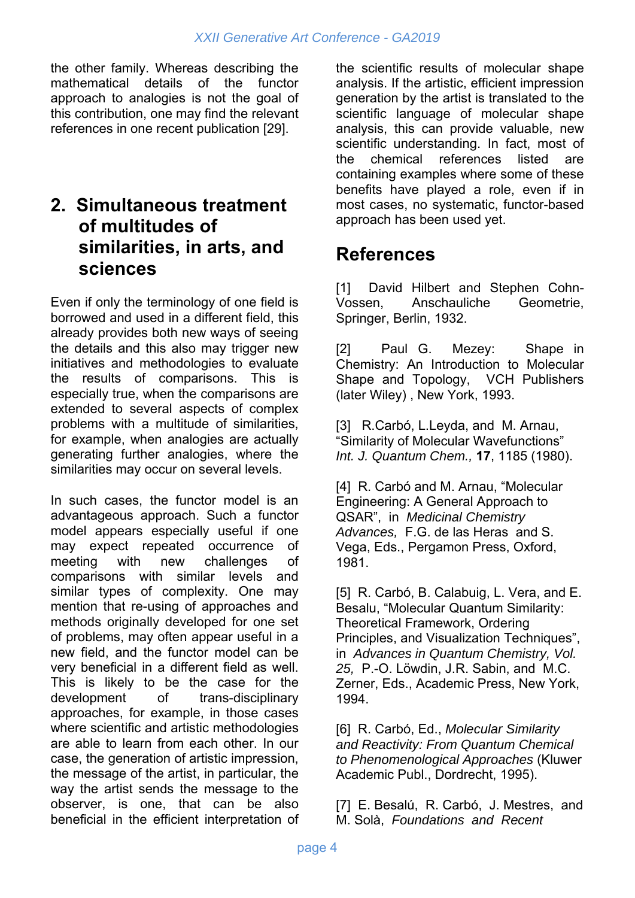the other family. Whereas describing the mathematical details of the functor approach to analogies is not the goal of this contribution, one may find the relevant references in one recent publication [29].

## 2. Simultaneous treatment of multitudes of similarities, in arts, and sciences

Even if only the terminology of one field is borrowed and used in a different field, this already provides both new ways of seeing the details and this also may trigger new initiatives and methodologies to evaluate the results of comparisons. This is especially true, when the comparisons are extended to several aspects of complex problems with a multitude of similarities, for example, when analogies are actually generating further analogies, where the similarities may occur on several levels.

In such cases, the functor model is an advantageous approach. Such a functor model appears especially useful if one may expect repeated occurrence of meeting with new challenges of comparisons with similar levels and similar types of complexity. One may mention that re-using of approaches and methods originally developed for one set of problems, may often appear useful in a new field, and the functor model can be very beneficial in a different field as well. This is likely to be the case for the development of trans-disciplinary approaches, for example, in those cases where scientific and artistic methodologies are able to learn from each other. In our case, the generation of artistic impression, the message of the artist, in particular, the way the artist sends the message to the observer, is one, that can be also beneficial in the efficient interpretation of the scientific results of molecular shape analysis. If the artistic, efficient impression generation by the artist is translated to the scientific language of molecular shape analysis, this can provide valuable, new scientific understanding. In fact, most of the chemical references listed are containing examples where some of these benefits have played a role, even if in most cases, no systematic, functor-based approach has been used yet.

## References

[1] David Hilbert and Stephen Cohn-Vossen, Anschauliche Geometrie, Springer, Berlin, 1932.

[2] Paul G. Mezey: Shape in Chemistry: An Introduction to Molecular Shape and Topology, VCH Publishers (later Wiley) , New York, 1993.

[3] R.Carbó, L.Leyda, and M. Arnau, "Similarity of Molecular Wavefunctions" *Int. J. Quantum Chem.,* **17**, 1185 (1980).

[4] R. Carbó and M. Arnau, "Molecular Engineering: A General Approach to QSAR", in *Medicinal Chemistry Advances,* F.G. de las Heras and S. Vega, Eds., Pergamon Press, Oxford, 1981.

[5] R. Carbó, B. Calabuig, L. Vera, and E. Besalu, "Molecular Quantum Similarity: Theoretical Framework, Ordering Principles, and Visualization Techniques", in *Advances in Quantum Chemistry, Vol. 25,* P.-O. Löwdin, J.R. Sabin, and M.C. Zerner, Eds., Academic Press, New York, 1994.

[6] R. Carbó, Ed., *Molecular Similarity and Reactivity: From Quantum Chemical to Phenomenological Approaches* (Kluwer Academic Publ., Dordrecht, 1995).

[7] E. Besalú, R. Carbó, J. Mestres, and M. Solà, *Foundations and Recent*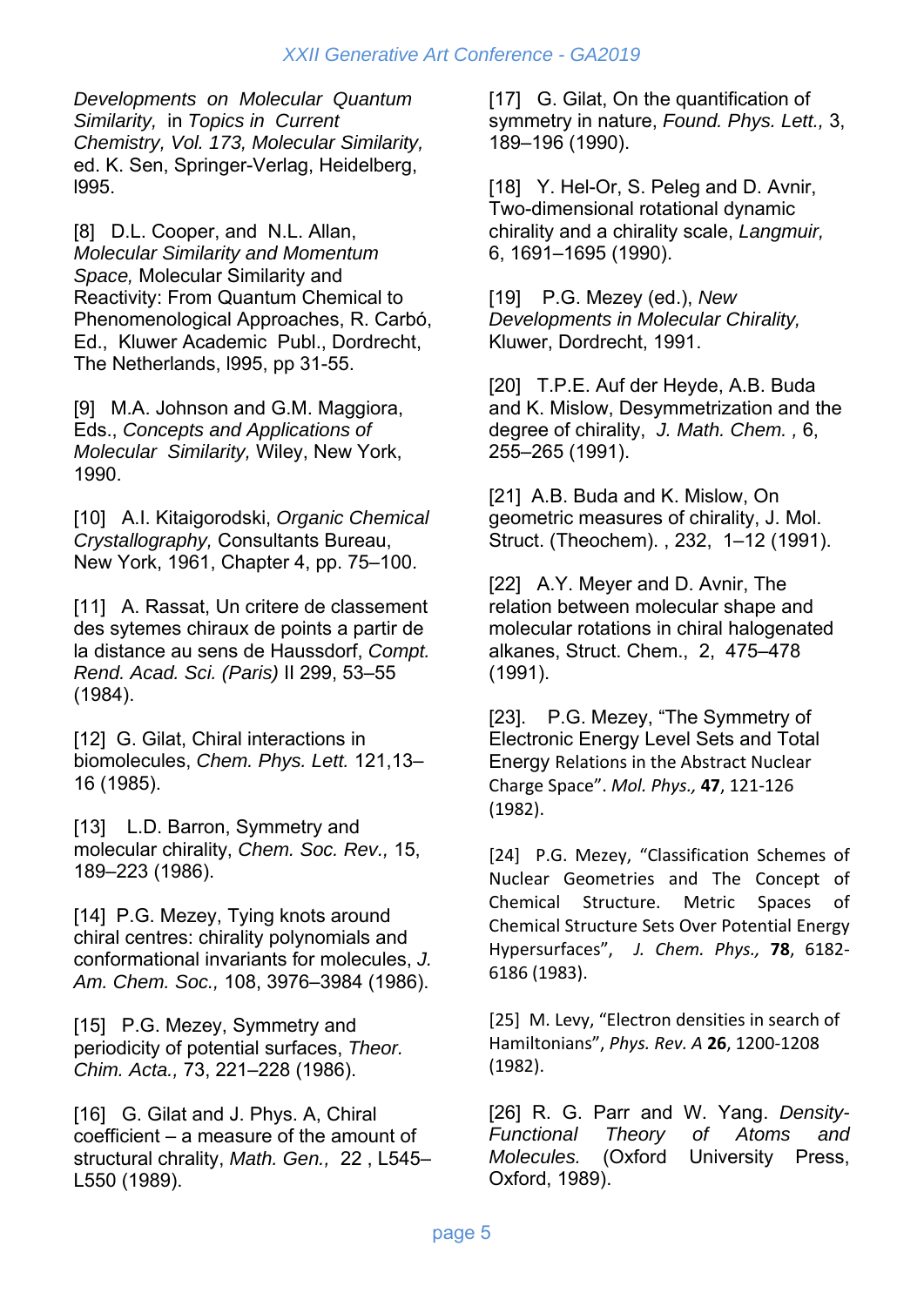*Developments on Molecular Quantum Similarity,* in *Topics in Current Chemistry, Vol. 173, Molecular Similarity,* ed. K. Sen, Springer-Verlag, Heidelberg, l995.

[8] D.L. Cooper, and N.L. Allan, *Molecular Similarity and Momentum Space,* Molecular Similarity and Reactivity: From Quantum Chemical to Phenomenological Approaches, R. Carbó, Ed., Kluwer Academic Publ., Dordrecht, The Netherlands, l995, pp 31-55.

[9] M.A. Johnson and G.M. Maggiora, Eds., *Concepts and Applications of Molecular Similarity,* Wiley, New York, 1990.

[10] A.I. Kitaigorodski, *Organic Chemical Crystallography,* Consultants Bureau, New York, 1961, Chapter 4, pp. 75–100.

[11] A. Rassat, Un critere de classement des sytemes chiraux de points a partir de la distance au sens de Haussdorf, *Compt. Rend. Acad. Sci. (Paris)* II 299, 53–55 (1984).

[12] G. Gilat, Chiral interactions in biomolecules, *Chem. Phys. Lett.* 121,13–16 (1985).

[13] L.D. Barron, Symmetry and molecular chirality, *Chem. Soc. Rev.,* 15, 189–223 (1986).

[14] P.G. Mezey, Tying knots around chiral centres: chirality polynomials and conformational invariants for molecules, *J. Am. Chem. Soc.,* 108, 3976–3984 (1986).

[15] P.G. Mezey, Symmetry and periodicity of potential surfaces, *Theor. Chim. Acta.,* 73, 221–228 (1986).

[16] G. Gilat and J. Phys. A, Chiral coefficient – a measure of the amount of structural chrality, *Math. Gen.,* 22 , L545–L550 (1989).

[17] G. Gilat, On the quantification of symmetry in nature, *Found. Phys. Lett.,* 3, 189–196 (1990).

[18] Y. Hel-Or, S. Peleg and D. Avnir, Two-dimensional rotational dynamic chirality and a chirality scale, *Langmuir,* 6, 1691–1695 (1990).

[19] P.G. Mezey (ed.), *New Developments in Molecular Chirality,* Kluwer, Dordrecht, 1991.

[20] T.P.E. Auf der Heyde, A.B. Buda and K. Mislow, Desymmetrization and the degree of chirality, *J. Math. Chem. ,* 6, 255–265 (1991).

[21] A.B. Buda and K. Mislow, On geometric measures of chirality, J. Mol. Struct. (Theochem). , 232, 1–12 (1991).

[22] A.Y. Meyer and D. Avnir, The relation between molecular shape and molecular rotations in chiral halogenated alkanes, Struct. Chem., 2, 475–478 (1991).

[23]. P.G. Mezey, "The Symmetry of Electronic Energy Level Sets and Total Energy Relations in the Abstract Nuclear Charge Space". *Mol. Phys.,* **47**, 121-126 (1982).

[24] P.G. Mezey, "Classification Schemes of Nuclear Geometries and The Concept of Chemical Structure. Metric Spaces of Chemical Structure Sets Over Potential Energy Hypersurfaces", *J. Chem. Phys.,* **78**, 6182-6186 (1983).

[25] M. Levy, "Electron densities in search of Hamiltonians", *Phys. Rev. A* **26**, 1200-1208 (1982).

[26] R. G. Parr and W. Yang. *Density-Functional Theory of Atoms and Molecules.* (Oxford University Press, Oxford, 1989).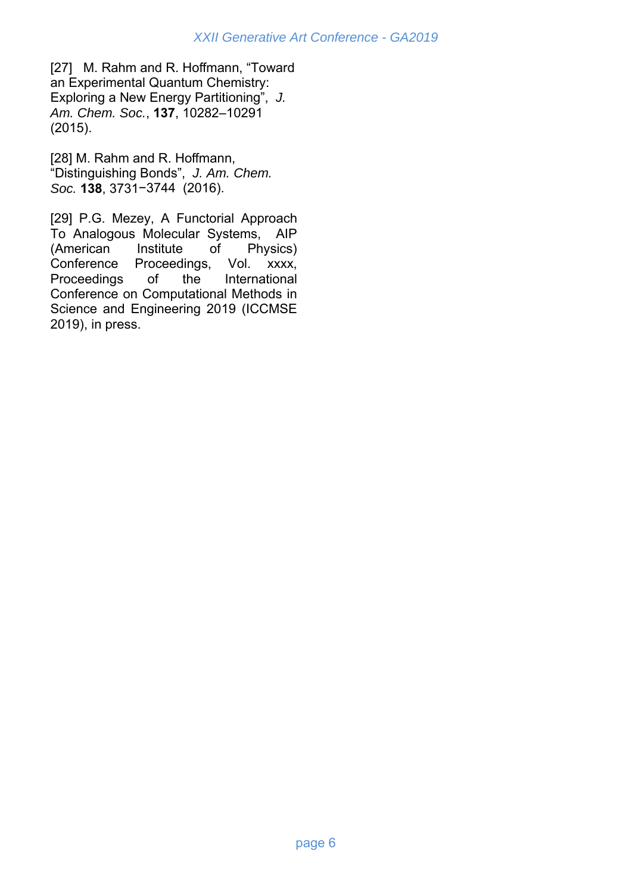[27] M. Rahm and R. Hoffmann, “Toward an Experimental Quantum Chemistry: Exploring a New Energy Partitioning”, *J. Am. Chem. Soc.*, **137**, 10282–10291 (2015).

[28] M. Rahm and R. Hoffmann, “Distinguishing Bonds”, *J. Am. Chem. Soc.* **138**, 3731−3744 (2016).

[29] P.G. Mezey, A Functorial Approach To Analogous Molecular Systems, AIP (American Institute of Physics) Conference Proceedings, Vol. xxxx, Proceedings of the International Conference on Computational Methods in Science and Engineering 2019 (ICCMSE 2019), in press.